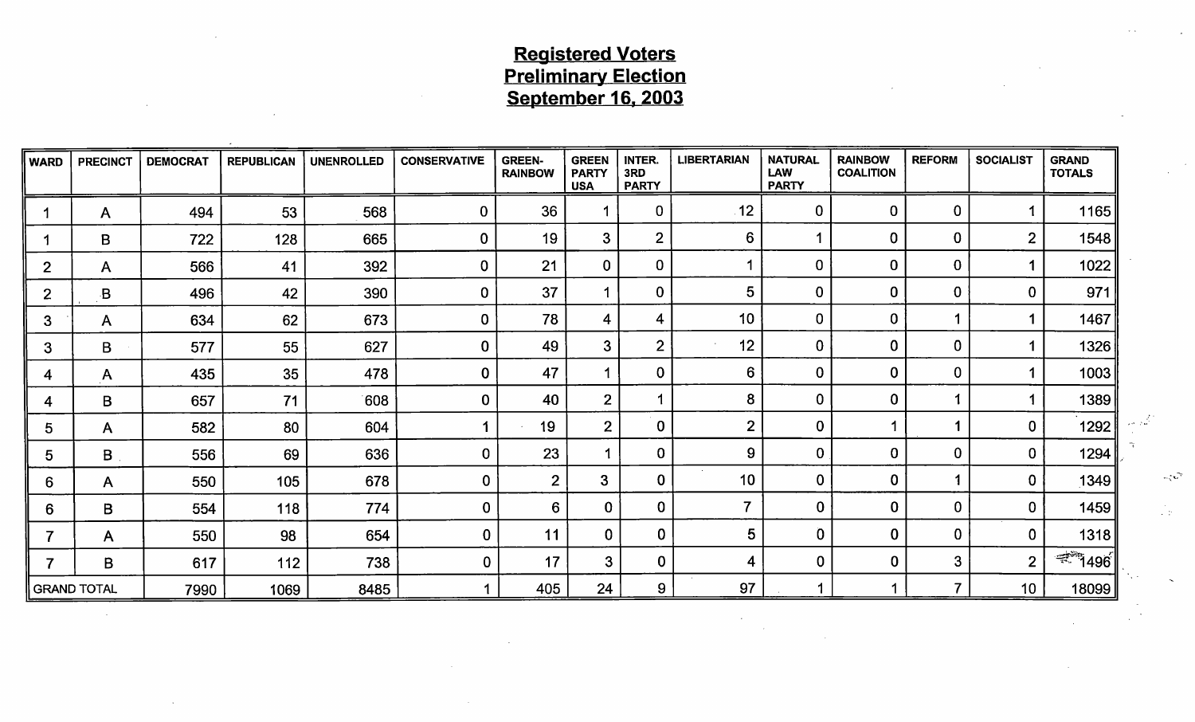# Registered Voters
## Preliminary Election
## September 16, 2003

| WARD | PRECINCT | DEMOCRAT | REPUBLICAN | UNENROLLED | CONSERVATIVE | GREEN-RAINBOW | GREEN PARTY USA | INTER. 3RD PARTY | LIBERTARIAN | NATURAL LAW PARTY | RAINBOW COALITION | REFORM | SOCIALIST | GRAND TOTALS |
|---|---|---|---|---|---|---|---|---|---|---|---|---|---|---|
| 1 | A | 494 | 53 | 568 | 0 | 36 | 1 | 0 | 12 | 0 | 0 | 0 | 1 | 1165 |
| 1 | B | 722 | 128 | 665 | 0 | 19 | 3 | 2 | 6 | 1 | 0 | 0 | 2 | 1548 |
| 2 | A | 566 | 41 | 392 | 0 | 21 | 0 | 0 | 1 | 0 | 0 | 0 | 1 | 1022 |
| 2 | B | 496 | 42 | 390 | 0 | 37 | 1 | 0 | 5 | 0 | 0 | 0 | 0 | 971 |
| 3 | A | 634 | 62 | 673 | 0 | 78 | 4 | 4 | 10 | 0 | 0 | 1 | 1 | 1467 |
| 3 | B | 577 | 55 | 627 | 0 | 49 | 3 | 2 | 12 | 0 | 0 | 0 | 1 | 1326 |
| 4 | A | 435 | 35 | 478 | 0 | 47 | 1 | 0 | 6 | 0 | 0 | 0 | 1 | 1003 |
| 4 | B | 657 | 71 | 608 | 0 | 40 | 2 | 1 | 8 | 0 | 0 | 1 | 1 | 1389 |
| 5 | A | 582 | 80 | 604 | 1 | 19 | 2 | 0 | 2 | 0 | 1 | 1 | 0 | 1292 |
| 5 | B | 556 | 69 | 636 | 0 | 23 | 1 | 0 | 9 | 0 | 0 | 0 | 0 | 1294 |
| 6 | A | 550 | 105 | 678 | 0 | 2 | 3 | 0 | 10 | 0 | 0 | 1 | 0 | 1349 |
| 6 | B | 554 | 118 | 774 | 0 | 6 | 0 | 0 | 7 | 0 | 0 | 0 | 0 | 1459 |
| 7 | A | 550 | 98 | 654 | 0 | 11 | 0 | 0 | 5 | 0 | 0 | 0 | 0 | 1318 |
| 7 | B | 617 | 112 | 738 | 0 | 17 | 3 | 0 | 4 | 0 | 0 | 3 | 2 | 1496 |
| GRAND TOTAL | | 7990 | 1069 | 8485 | 1 | 405 | 24 | 9 | 97 | 1 | 1 | 7 | 10 | 18099 |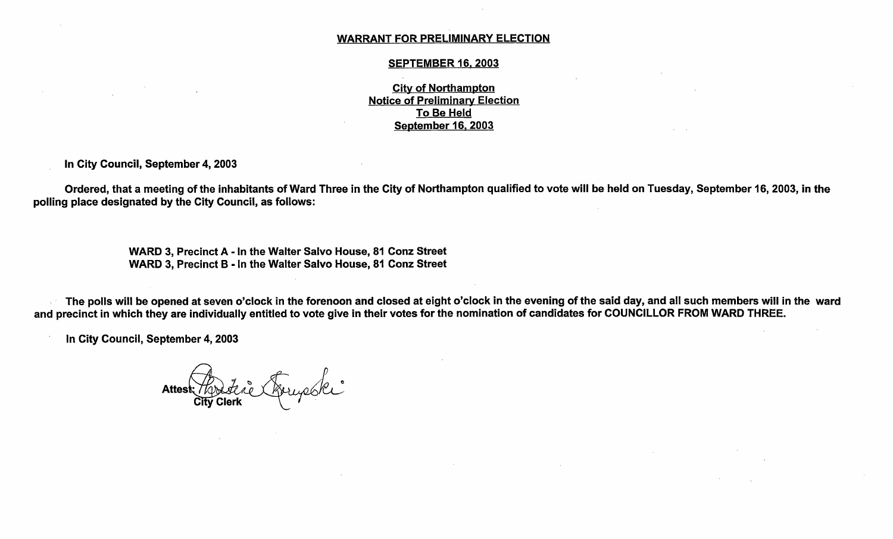**WARRANT FOR PRELIMINARY ELECTION**

**SEPTEMBER 16, 2003**

**City of Northampton**
**Notice of Preliminary Election**
**To Be Held**
**September 16, 2003**

**In City Council, September 4, 2003**

**Ordered, that a meeting of the inhabitants of Ward Three in the City of Northampton qualified to vote will be held on Tuesday, September 16, 2003, in the polling place designated by the City Council, as follows:**

**WARD 3, Precinct A - In the Walter Salvo House, 81 Conz Street**
**WARD 3, Precinct B - In the Walter Salvo House, 81 Conz Street**

**The polls will be opened at seven o'clock in the forenoon and closed at eight o'clock in the evening of the said day, and all such members will in the ward and precinct in which they are individually entitled to vote give in their votes for the nomination of candidates for COUNCILLOR FROM WARD THREE.**

**In City Council, September 4, 2003**

**Attest:** Christine Skorupski
**City Clerk**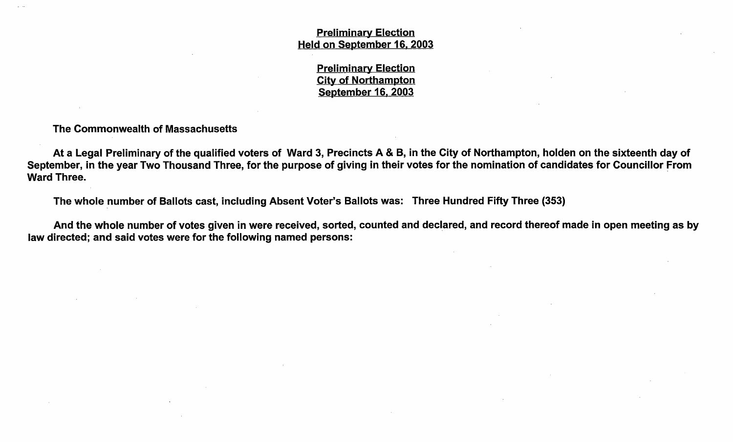**Preliminary Election**
**Held on September 16, 2003**

**Preliminary Election**
**City of Northampton**
**September 16, 2003**

**The Commonwealth of Massachusetts**

**At a Legal Preliminary of the qualified voters of Ward 3, Precincts A & B, in the City of Northampton, holden on the sixteenth day of September, in the year Two Thousand Three, for the purpose of giving in their votes for the nomination of candidates for Councillor From Ward Three.**

**The whole number of Ballots cast, including Absent Voter's Ballots was: Three Hundred Fifty Three (353)**

**And the whole number of votes given in were received, sorted, counted and declared, and record thereof made in open meeting as by law directed; and said votes were for the following named persons:**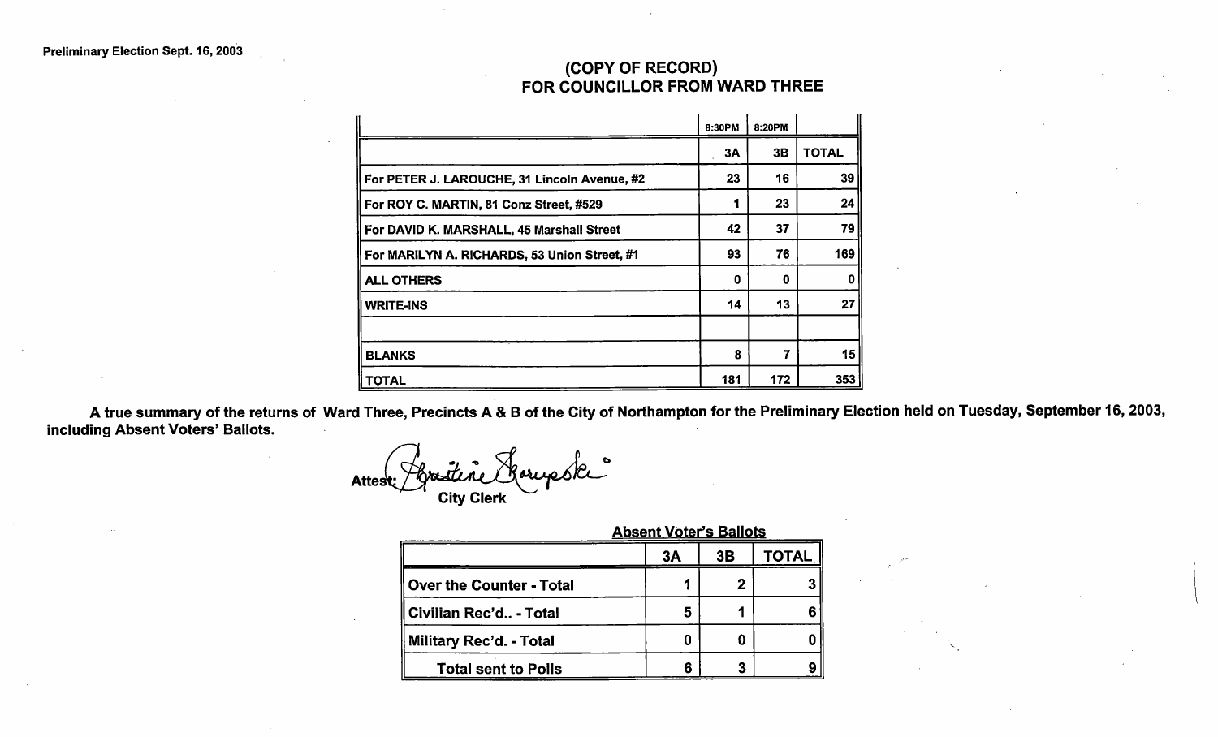Preliminary Election Sept. 16, 2003

## (COPY OF RECORD)
## FOR COUNCILLOR FROM WARD THREE

| | 8:30PM | 8:20PM | |
|---|---|---|---|
| | 3A | 3B | TOTAL |
| For PETER J. LAROUCHE, 31 Lincoln Avenue, #2 | 23 | 16 | 39 |
| For ROY C. MARTIN, 81 Conz Street, #529 | 1 | 23 | 24 |
| For DAVID K. MARSHALL, 45 Marshall Street | 42 | 37 | 79 |
| For MARILYN A. RICHARDS, 53 Union Street, #1 | 93 | 76 | 169 |
| ALL OTHERS | 0 | 0 | 0 |
| WRITE-INS | 14 | 13 | 27 |
| | | | |
| BLANKS | 8 | 7 | 15 |
| TOTAL | 181 | 172 | 353 |

**A true summary of the returns of Ward Three, Precincts A & B of the City of Northampton for the Preliminary Election held on Tuesday, September 16, 2003, including Absent Voters' Ballots.**

Attest: Christine Skorupski
City Clerk

**Absent Voter's Ballots**

| | 3A | 3B | TOTAL |
|---|---|---|---|
| Over the Counter - Total | 1 | 2 | 3 |
| Civilian Rec'd.. - Total | 5 | 1 | 6 |
| Military Rec'd. - Total | 0 | 0 | 0 |
| Total sent to Polls | 6 | 3 | 9 |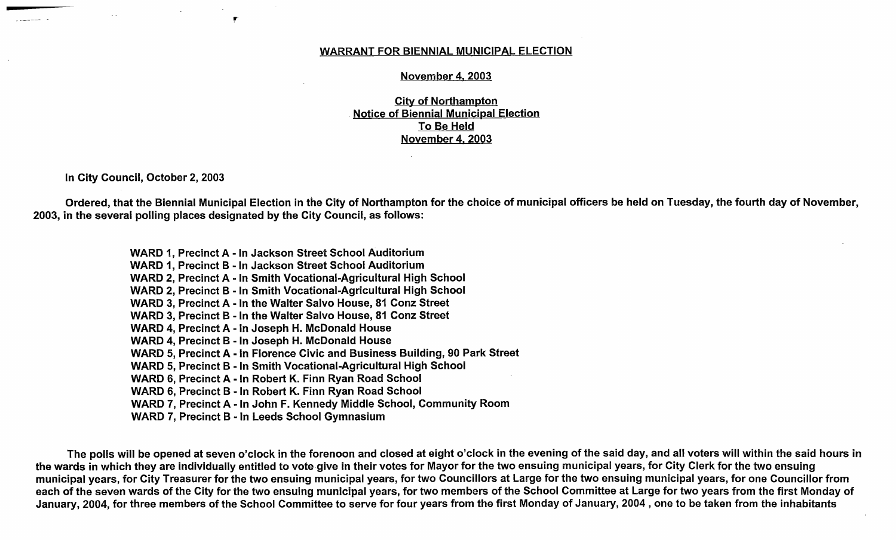**WARRANT FOR BIENNIAL MUNICIPAL ELECTION**

**November 4, 2003**

**City of Northampton**
**Notice of Biennial Municipal Election**
**To Be Held**
**November 4, 2003**

In City Council, October 2, 2003

Ordered, that the Biennial Municipal Election in the City of Northampton for the choice of municipal officers be held on Tuesday, the fourth day of November, 2003, in the several polling places designated by the City Council, as follows:

WARD 1, Precinct A - In Jackson Street School Auditorium
WARD 1, Precinct B - In Jackson Street School Auditorium
WARD 2, Precinct A - In Smith Vocational-Agricultural High School
WARD 2, Precinct B - In Smith Vocational-Agricultural High School
WARD 3, Precinct A - In the Walter Salvo House, 81 Conz Street
WARD 3, Precinct B - In the Walter Salvo House, 81 Conz Street
WARD 4, Precinct A - In Joseph H. McDonald House
WARD 4, Precinct B - In Joseph H. McDonald House
WARD 5, Precinct A - In Florence Civic and Business Building, 90 Park Street
WARD 5, Precinct B - In Smith Vocational-Agricultural High School
WARD 6, Precinct A - In Robert K. Finn Ryan Road School
WARD 6, Precinct B - In Robert K. Finn Ryan Road School
WARD 7, Precinct A - In John F. Kennedy Middle School, Community Room
WARD 7, Precinct B - In Leeds School Gymnasium

The polls will be opened at seven o'clock in the forenoon and closed at eight o'clock in the evening of the said day, and all voters will within the said hours in the wards in which they are individually entitled to vote give in their votes for Mayor for the two ensuing municipal years, for City Clerk for the two ensuing municipal years, for City Treasurer for the two ensuing municipal years, for two Councillors at Large for the two ensuing municipal years, for one Councillor from each of the seven wards of the City for the two ensuing municipal years, for two members of the School Committee at Large for two years from the first Monday of January, 2004, for three members of the School Committee to serve for four years from the first Monday of January, 2004 , one to be taken from the inhabitants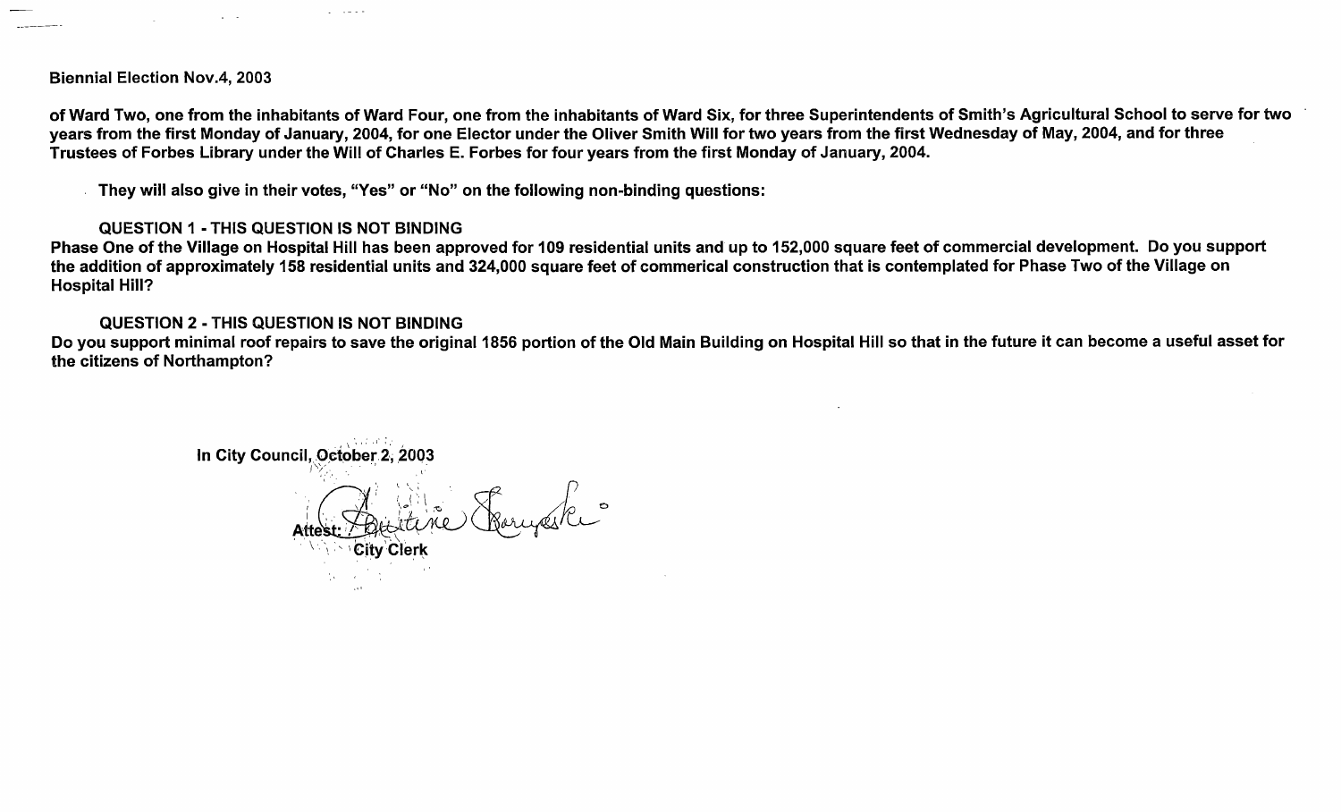**Biennial Election Nov.4, 2003**

**of Ward Two, one from the inhabitants of Ward Four, one from the inhabitants of Ward Six, for three Superintendents of Smith's Agricultural School to serve for two years from the first Monday of January, 2004, for one Elector under the Oliver Smith Will for two years from the first Wednesday of May, 2004, and for three Trustees of Forbes Library under the Will of Charles E. Forbes for four years from the first Monday of January, 2004.**

**They will also give in their votes, "Yes" or "No" on the following non-binding questions:**

**QUESTION 1 - THIS QUESTION IS NOT BINDING**

**Phase One of the Village on Hospital Hill has been approved for 109 residential units and up to 152,000 square feet of commercial development. Do you support the addition of approximately 158 residential units and 324,000 square feet of commerical construction that is contemplated for Phase Two of the Village on Hospital Hill?**

**QUESTION 2 - THIS QUESTION IS NOT BINDING**

**Do you support minimal roof repairs to save the original 1856 portion of the Old Main Building on Hospital Hill so that in the future it can become a useful asset for the citizens of Northampton?**

**In City Council, October 2, 2003**

**Attest:** Christine Skorupski

**City Clerk**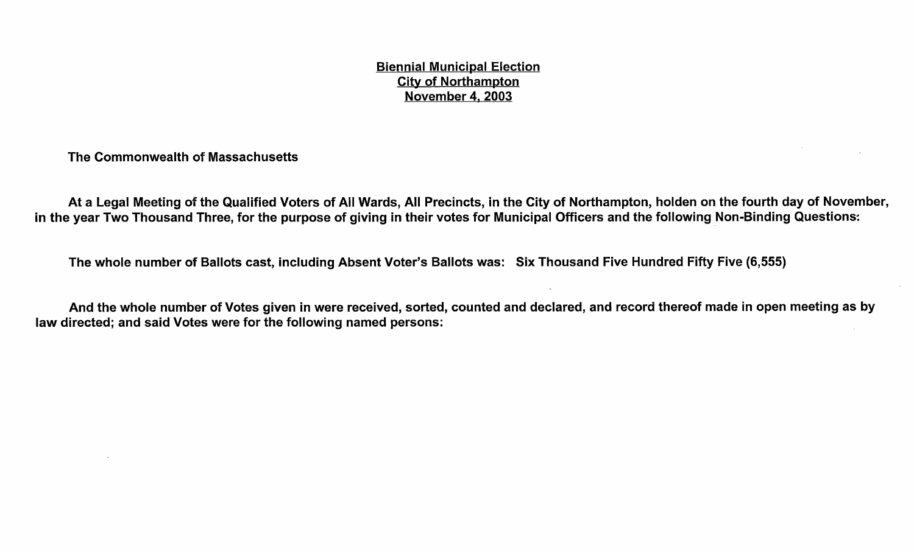**Biennial Municipal Election**
**City of Northampton**
**November 4, 2003**

**The Commonwealth of Massachusetts**

**At a Legal Meeting of the Qualified Voters of All Wards, All Precincts, in the City of Northampton, holden on the fourth day of November, in the year Two Thousand Three, for the purpose of giving in their votes for Municipal Officers and the following Non-Binding Questions:**

**The whole number of Ballots cast, including Absent Voter's Ballots was: Six Thousand Five Hundred Fifty Five (6,555)**

**And the whole number of Votes given in were received, sorted, counted and declared, and record thereof made in open meeting as by law directed; and said Votes were for the following named persons:**